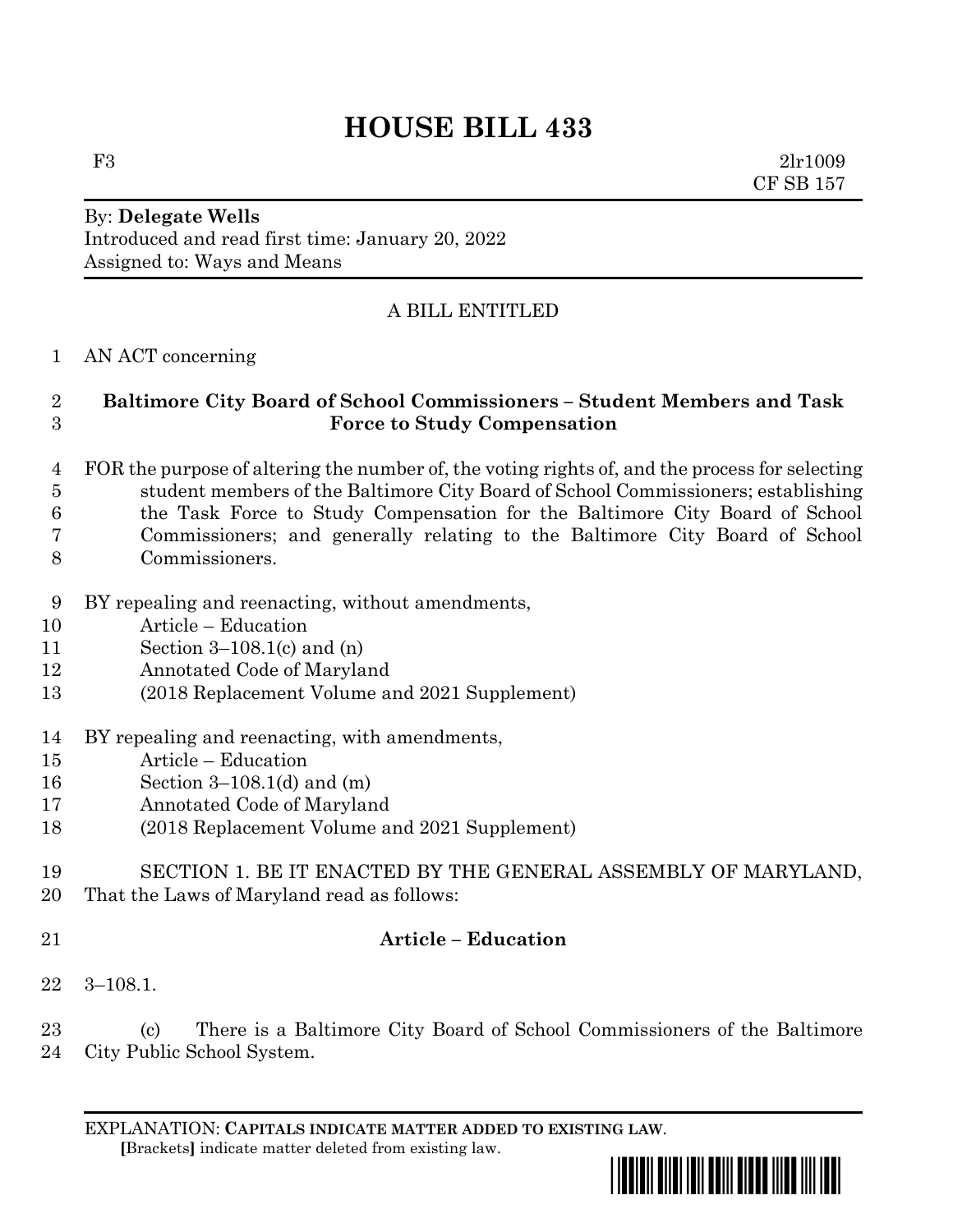# HOUSE BILL 433

F3 2lr1009
CF SB 157

By: **Delegate Wells**
Introduced and read first time: January 20, 2022
Assigned to: Ways and Means

A BILL ENTITLED

AN ACT concerning

**Baltimore City Board of School Commissioners – Student Members and Task Force to Study Compensation**

FOR the purpose of altering the number of, the voting rights of, and the process for selecting student members of the Baltimore City Board of School Commissioners; establishing the Task Force to Study Compensation for the Baltimore City Board of School Commissioners; and generally relating to the Baltimore City Board of School Commissioners.

BY repealing and reenacting, without amendments,
Article – Education
Section 3–108.1(c) and (n)
Annotated Code of Maryland
(2018 Replacement Volume and 2021 Supplement)

BY repealing and reenacting, with amendments,
Article – Education
Section 3–108.1(d) and (m)
Annotated Code of Maryland
(2018 Replacement Volume and 2021 Supplement)

SECTION 1. BE IT ENACTED BY THE GENERAL ASSEMBLY OF MARYLAND, That the Laws of Maryland read as follows:

**Article – Education**

3–108.1.

(c) There is a Baltimore City Board of School Commissioners of the Baltimore City Public School System.

EXPLANATION: **CAPITALS INDICATE MATTER ADDED TO EXISTING LAW**.
[Brackets] indicate matter deleted from existing law.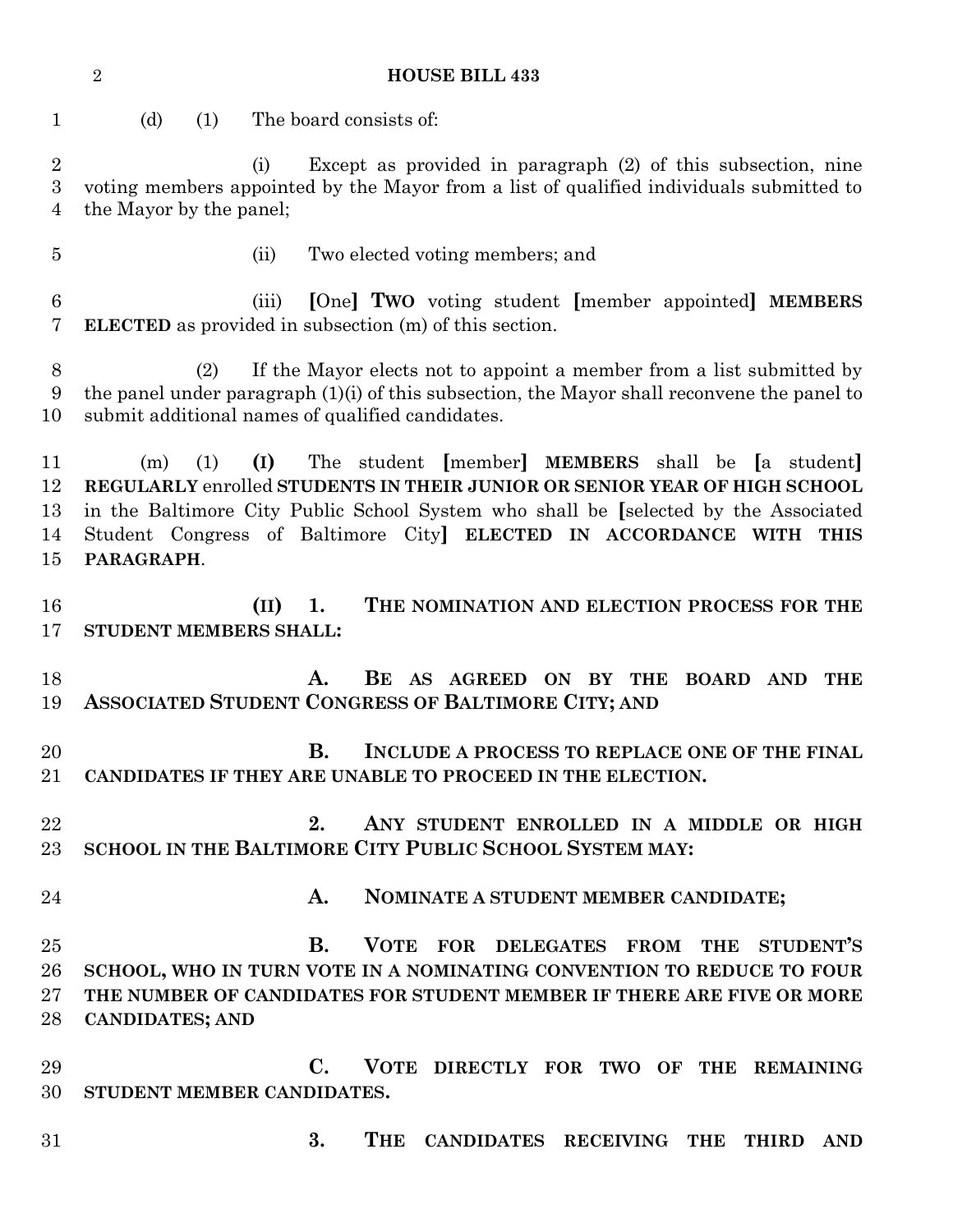(d) (1) The board consists of:

(i) Except as provided in paragraph (2) of this subsection, nine voting members appointed by the Mayor from a list of qualified individuals submitted to the Mayor by the panel;

(ii) Two elected voting members; and

(iii) [One] **TWO** voting student [member appointed] **MEMBERS ELECTED** as provided in subsection (m) of this section.

(2) If the Mayor elects not to appoint a member from a list submitted by the panel under paragraph (1)(i) of this subsection, the Mayor shall reconvene the panel to submit additional names of qualified candidates.

(m) (1) **(I)** The student [member] **MEMBERS** shall be [a student] **REGULARLY** enrolled **STUDENTS IN THEIR JUNIOR OR SENIOR YEAR OF HIGH SCHOOL** in the Baltimore City Public School System who shall be [selected by the Associated Student Congress of Baltimore City] **ELECTED IN ACCORDANCE WITH THIS PARAGRAPH**.

**(II) 1. THE NOMINATION AND ELECTION PROCESS FOR THE STUDENT MEMBERS SHALL:**

**A. BE AS AGREED ON BY THE BOARD AND THE ASSOCIATED STUDENT CONGRESS OF BALTIMORE CITY; AND**

**B. INCLUDE A PROCESS TO REPLACE ONE OF THE FINAL CANDIDATES IF THEY ARE UNABLE TO PROCEED IN THE ELECTION.**

**2. ANY STUDENT ENROLLED IN A MIDDLE OR HIGH SCHOOL IN THE BALTIMORE CITY PUBLIC SCHOOL SYSTEM MAY:**

**A. NOMINATE A STUDENT MEMBER CANDIDATE;**

**B. VOTE FOR DELEGATES FROM THE STUDENT'S SCHOOL, WHO IN TURN VOTE IN A NOMINATING CONVENTION TO REDUCE TO FOUR THE NUMBER OF CANDIDATES FOR STUDENT MEMBER IF THERE ARE FIVE OR MORE CANDIDATES; AND**

**C. VOTE DIRECTLY FOR TWO OF THE REMAINING STUDENT MEMBER CANDIDATES.**

**3. THE CANDIDATES RECEIVING THE THIRD AND**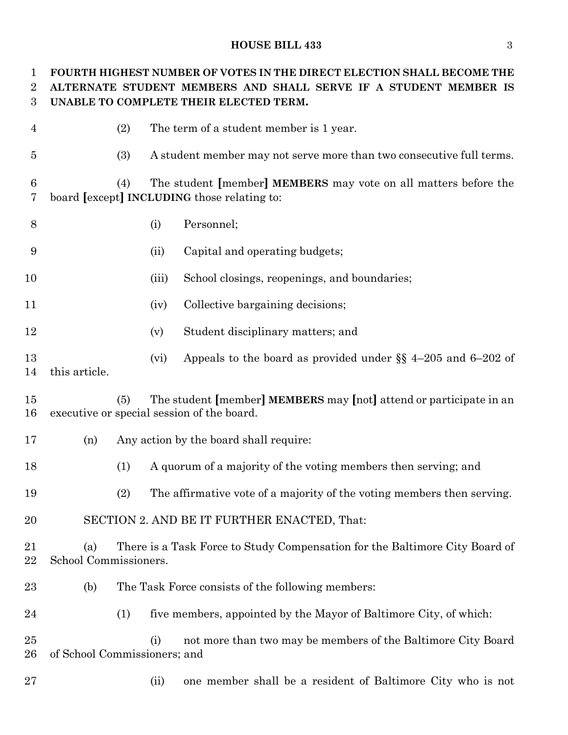**FOURTH HIGHEST NUMBER OF VOTES IN THE DIRECT ELECTION SHALL BECOME THE ALTERNATE STUDENT MEMBERS AND SHALL SERVE IF A STUDENT MEMBER IS UNABLE TO COMPLETE THEIR ELECTED TERM.**

(2) The term of a student member is 1 year.

(3) A student member may not serve more than two consecutive full terms.

(4) The student [member] **MEMBERS** may vote on all matters before the board [except] **INCLUDING** those relating to:

(i) Personnel;

(ii) Capital and operating budgets;

(iii) School closings, reopenings, and boundaries;

(iv) Collective bargaining decisions;

(v) Student disciplinary matters; and

(vi) Appeals to the board as provided under §§ 4–205 and 6–202 of this article.

(5) The student [member] **MEMBERS** may [not] attend or participate in an executive or special session of the board.

(n) Any action by the board shall require:

(1) A quorum of a majority of the voting members then serving; and

(2) The affirmative vote of a majority of the voting members then serving.

SECTION 2. AND BE IT FURTHER ENACTED, That:

(a) There is a Task Force to Study Compensation for the Baltimore City Board of School Commissioners.

(b) The Task Force consists of the following members:

(1) five members, appointed by the Mayor of Baltimore City, of which:

(i) not more than two may be members of the Baltimore City Board of School Commissioners; and

(ii) one member shall be a resident of Baltimore City who is not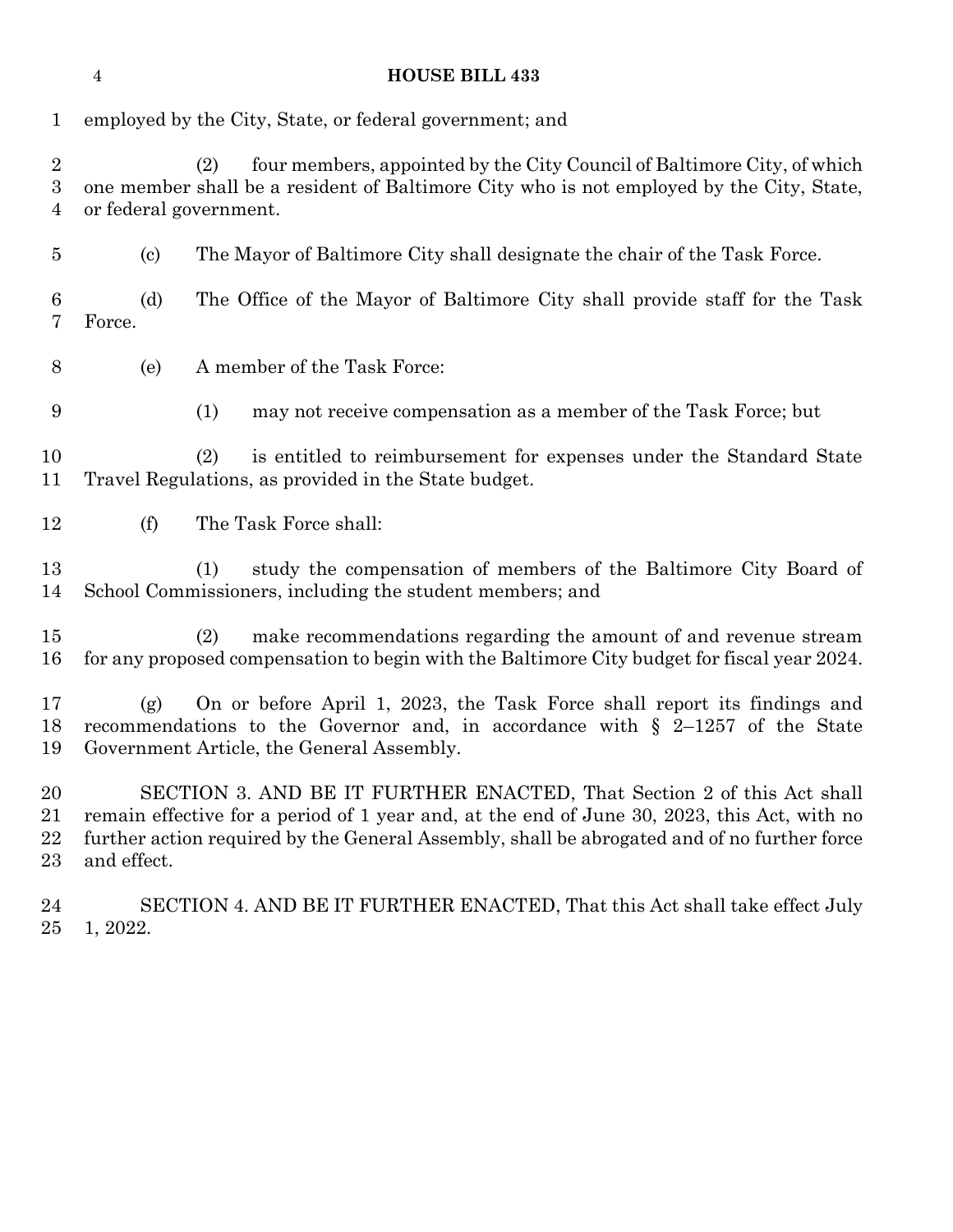employed by the City, State, or federal government; and

(2) four members, appointed by the City Council of Baltimore City, of which one member shall be a resident of Baltimore City who is not employed by the City, State, or federal government.

(c) The Mayor of Baltimore City shall designate the chair of the Task Force.

(d) The Office of the Mayor of Baltimore City shall provide staff for the Task Force.

(e) A member of the Task Force:

(1) may not receive compensation as a member of the Task Force; but

(2) is entitled to reimbursement for expenses under the Standard State Travel Regulations, as provided in the State budget.

(f) The Task Force shall:

(1) study the compensation of members of the Baltimore City Board of School Commissioners, including the student members; and

(2) make recommendations regarding the amount of and revenue stream for any proposed compensation to begin with the Baltimore City budget for fiscal year 2024.

(g) On or before April 1, 2023, the Task Force shall report its findings and recommendations to the Governor and, in accordance with § 2–1257 of the State Government Article, the General Assembly.

SECTION 3. AND BE IT FURTHER ENACTED, That Section 2 of this Act shall remain effective for a period of 1 year and, at the end of June 30, 2023, this Act, with no further action required by the General Assembly, shall be abrogated and of no further force and effect.

SECTION 4. AND BE IT FURTHER ENACTED, That this Act shall take effect July 1, 2022.